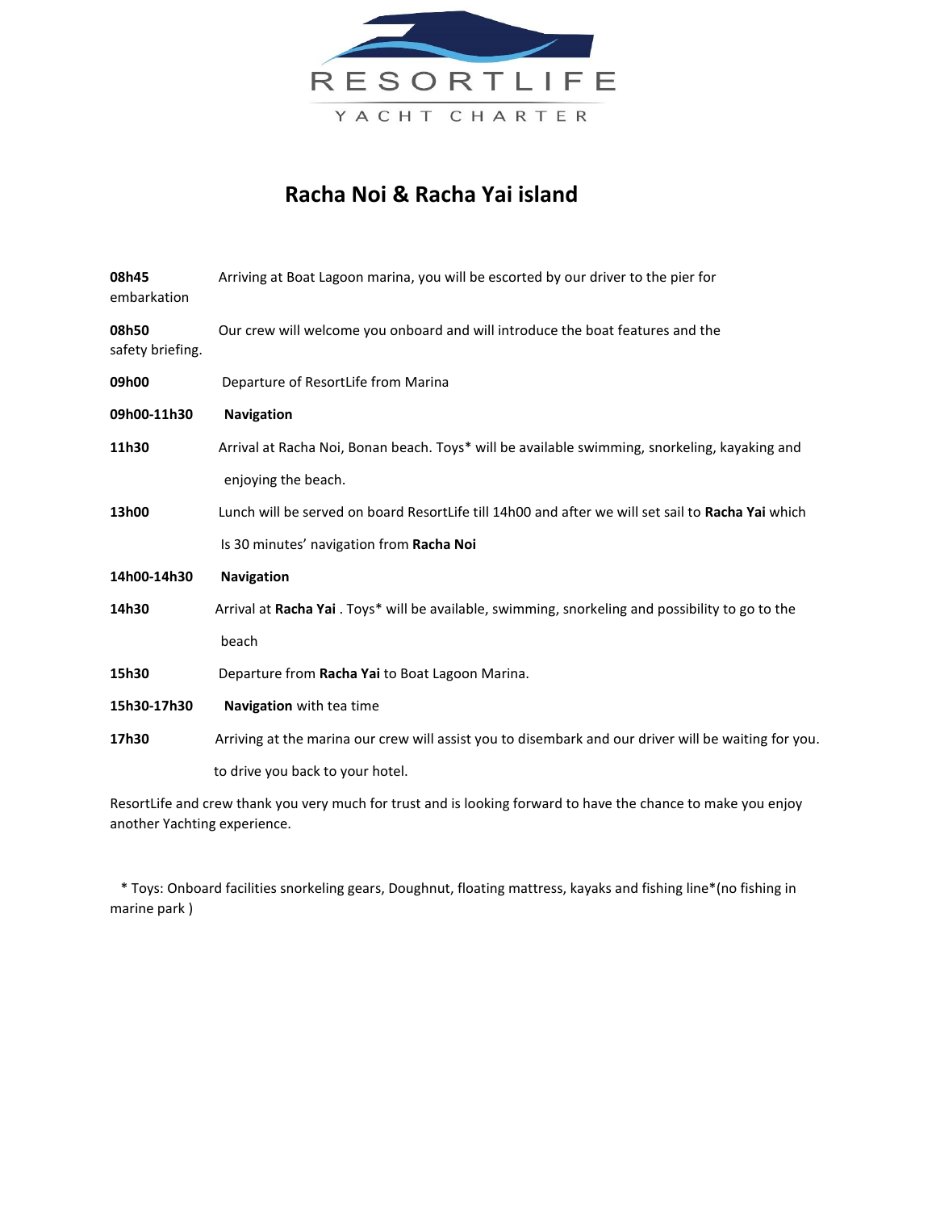RESORTLIFE

YACHT CHARTER

# Racha Noi & Racha Yai island

**08h45** Arriving at Boat Lagoon marina, you will be escorted by our driver to the pier for embarkation

**08h50** Our crew will welcome you onboard and will introduce the boat features and the safety briefing.

**09h00** Departure of ResortLife from Marina

**09h00-11h30** **Navigation**

**11h30** Arrival at Racha Noi, Bonan beach. Toys* will be available swimming, snorkeling, kayaking and enjoying the beach.

**13h00** Lunch will be served on board ResortLife till 14h00 and after we will set sail to **Racha Yai** which Is 30 minutes' navigation from **Racha Noi**

**14h00-14h30** **Navigation**

**14h30** Arrival at **Racha Yai** . Toys* will be available, swimming, snorkeling and possibility to go to the beach

**15h30** Departure from **Racha Yai** to Boat Lagoon Marina.

**15h30-17h30** **Navigation** with tea time

**17h30** Arriving at the marina our crew will assist you to disembark and our driver will be waiting for you. to drive you back to your hotel.

ResortLife and crew thank you very much for trust and is looking forward to have the chance to make you enjoy another Yachting experience.

* Toys: Onboard facilities snorkeling gears, Doughnut, floating mattress, kayaks and fishing line*(no fishing in marine park )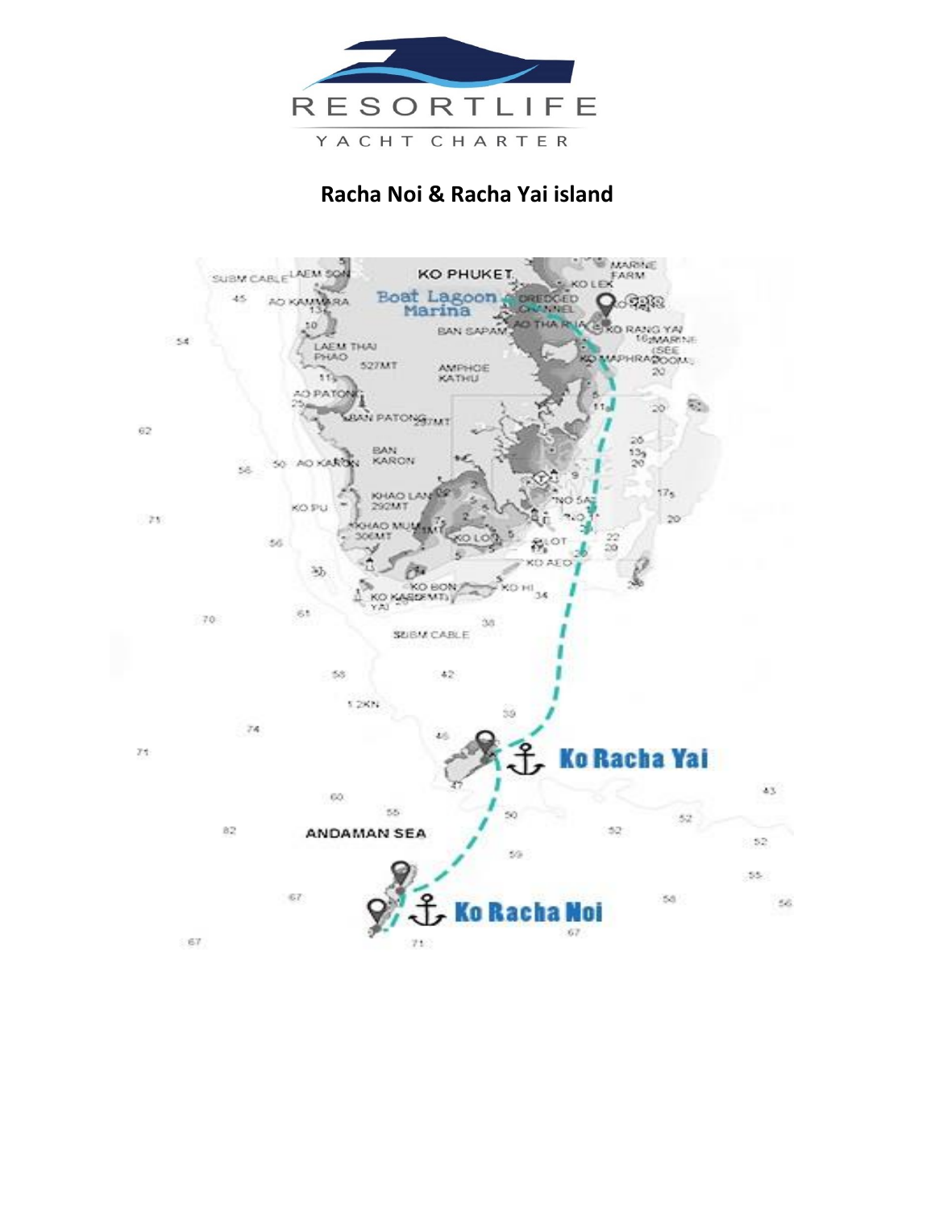RESORTLIFE

YACHT CHARTER

## Racha Noi & Racha Yai island

KO PHUKET

Boat Lagoon Marina

Ko Racha Yai

Ko Racha Noi

ANDAMAN SEA